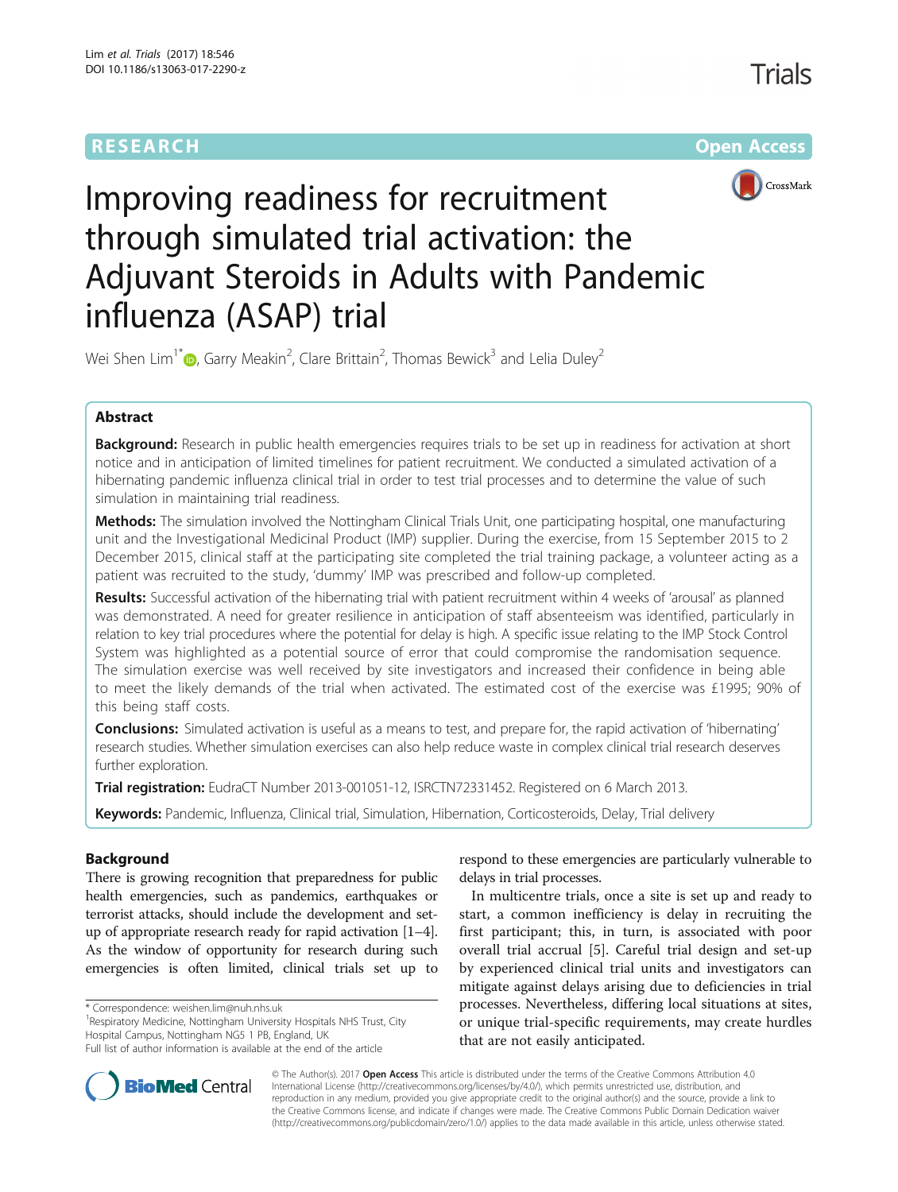RESEARCH Open Access

# Improving readiness for recruitment through simulated trial activation: the Adjuvant Steroids in Adults with Pandemic influenza (ASAP) trial

Wei Shen Lim[1*], Garry Meakin[2], Clare Brittain[2], Thomas Bewick[3] and Lelia Duley[2]

## Abstract

**Background:** Research in public health emergencies requires trials to be set up in readiness for activation at short notice and in anticipation of limited timelines for patient recruitment. We conducted a simulated activation of a hibernating pandemic influenza clinical trial in order to test trial processes and to determine the value of such simulation in maintaining trial readiness.

**Methods:** The simulation involved the Nottingham Clinical Trials Unit, one participating hospital, one manufacturing unit and the Investigational Medicinal Product (IMP) supplier. During the exercise, from 15 September 2015 to 2 December 2015, clinical staff at the participating site completed the trial training package, a volunteer acting as a patient was recruited to the study, 'dummy' IMP was prescribed and follow-up completed.

**Results:** Successful activation of the hibernating trial with patient recruitment within 4 weeks of 'arousal' as planned was demonstrated. A need for greater resilience in anticipation of staff absenteeism was identified, particularly in relation to key trial procedures where the potential for delay is high. A specific issue relating to the IMP Stock Control System was highlighted as a potential source of error that could compromise the randomisation sequence. The simulation exercise was well received by site investigators and increased their confidence in being able to meet the likely demands of the trial when activated. The estimated cost of the exercise was £1995; 90% of this being staff costs.

**Conclusions:** Simulated activation is useful as a means to test, and prepare for, the rapid activation of 'hibernating' research studies. Whether simulation exercises can also help reduce waste in complex clinical trial research deserves further exploration.

**Trial registration:** EudraCT Number 2013-001051-12, ISRCTN72331452. Registered on 6 March 2013.

**Keywords:** Pandemic, Influenza, Clinical trial, Simulation, Hibernation, Corticosteroids, Delay, Trial delivery

## Background

There is growing recognition that preparedness for public health emergencies, such as pandemics, earthquakes or terrorist attacks, should include the development and set-up of appropriate research ready for rapid activation [1–4]. As the window of opportunity for research during such emergencies is often limited, clinical trials set up to respond to these emergencies are particularly vulnerable to delays in trial processes.

In multicentre trials, once a site is set up and ready to start, a common inefficiency is delay in recruiting the first participant; this, in turn, is associated with poor overall trial accrual [5]. Careful trial design and set-up by experienced clinical trial units and investigators can mitigate against delays arising due to deficiencies in trial processes. Nevertheless, differing local situations at sites, or unique trial-specific requirements, may create hurdles that are not easily anticipated.

* Correspondence: weishen.lim@nuh.nhs.uk
[1]Respiratory Medicine, Nottingham University Hospitals NHS Trust, City Hospital Campus, Nottingham NG5 1 PB, England, UK
Full list of author information is available at the end of the article

© The Author(s). 2017 **Open Access** This article is distributed under the terms of the Creative Commons Attribution 4.0 International License (http://creativecommons.org/licenses/by/4.0/), which permits unrestricted use, distribution, and reproduction in any medium, provided you give appropriate credit to the original author(s) and the source, provide a link to the Creative Commons license, and indicate if changes were made. The Creative Commons Public Domain Dedication waiver (http://creativecommons.org/publicdomain/zero/1.0/) applies to the data made available in this article, unless otherwise stated.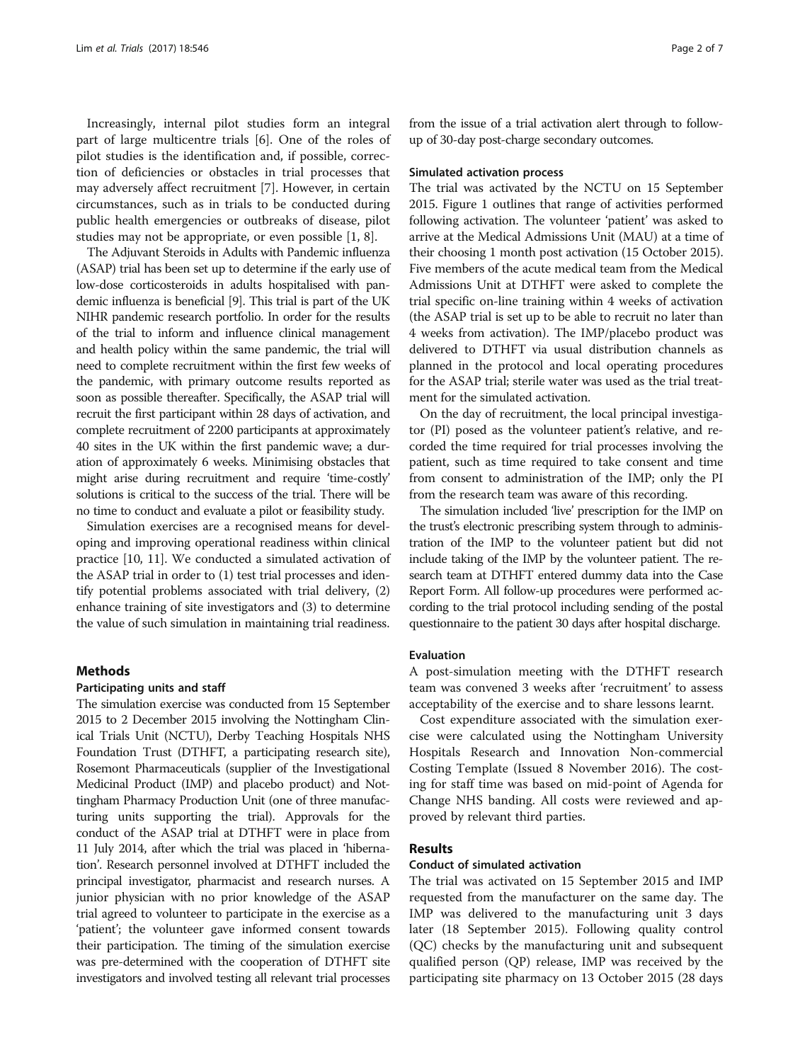Increasingly, internal pilot studies form an integral part of large multicentre trials [6]. One of the roles of pilot studies is the identification and, if possible, correction of deficiencies or obstacles in trial processes that may adversely affect recruitment [7]. However, in certain circumstances, such as in trials to be conducted during public health emergencies or outbreaks of disease, pilot studies may not be appropriate, or even possible [1, 8].

The Adjuvant Steroids in Adults with Pandemic influenza (ASAP) trial has been set up to determine if the early use of low-dose corticosteroids in adults hospitalised with pandemic influenza is beneficial [9]. This trial is part of the UK NIHR pandemic research portfolio. In order for the results of the trial to inform and influence clinical management and health policy within the same pandemic, the trial will need to complete recruitment within the first few weeks of the pandemic, with primary outcome results reported as soon as possible thereafter. Specifically, the ASAP trial will recruit the first participant within 28 days of activation, and complete recruitment of 2200 participants at approximately 40 sites in the UK within the first pandemic wave; a duration of approximately 6 weeks. Minimising obstacles that might arise during recruitment and require 'time-costly' solutions is critical to the success of the trial. There will be no time to conduct and evaluate a pilot or feasibility study.

Simulation exercises are a recognised means for developing and improving operational readiness within clinical practice [10, 11]. We conducted a simulated activation of the ASAP trial in order to (1) test trial processes and identify potential problems associated with trial delivery, (2) enhance training of site investigators and (3) to determine the value of such simulation in maintaining trial readiness.

## Methods

### Participating units and staff

The simulation exercise was conducted from 15 September 2015 to 2 December 2015 involving the Nottingham Clinical Trials Unit (NCTU), Derby Teaching Hospitals NHS Foundation Trust (DTHFT, a participating research site), Rosemont Pharmaceuticals (supplier of the Investigational Medicinal Product (IMP) and placebo product) and Nottingham Pharmacy Production Unit (one of three manufacturing units supporting the trial). Approvals for the conduct of the ASAP trial at DTHFT were in place from 11 July 2014, after which the trial was placed in 'hibernation'. Research personnel involved at DTHFT included the principal investigator, pharmacist and research nurses. A junior physician with no prior knowledge of the ASAP trial agreed to volunteer to participate in the exercise as a 'patient'; the volunteer gave informed consent towards their participation. The timing of the simulation exercise was pre-determined with the cooperation of DTHFT site investigators and involved testing all relevant trial processes from the issue of a trial activation alert through to follow-up of 30-day post-charge secondary outcomes.

### Simulated activation process

The trial was activated by the NCTU on 15 September 2015. Figure 1 outlines that range of activities performed following activation. The volunteer 'patient' was asked to arrive at the Medical Admissions Unit (MAU) at a time of their choosing 1 month post activation (15 October 2015). Five members of the acute medical team from the Medical Admissions Unit at DTHFT were asked to complete the trial specific on-line training within 4 weeks of activation (the ASAP trial is set up to be able to recruit no later than 4 weeks from activation). The IMP/placebo product was delivered to DTHFT via usual distribution channels as planned in the protocol and local operating procedures for the ASAP trial; sterile water was used as the trial treatment for the simulated activation.

On the day of recruitment, the local principal investigator (PI) posed as the volunteer patient's relative, and recorded the time required for trial processes involving the patient, such as time required to take consent and time from consent to administration of the IMP; only the PI from the research team was aware of this recording.

The simulation included 'live' prescription for the IMP on the trust's electronic prescribing system through to administration of the IMP to the volunteer patient but did not include taking of the IMP by the volunteer patient. The research team at DTHFT entered dummy data into the Case Report Form. All follow-up procedures were performed according to the trial protocol including sending of the postal questionnaire to the patient 30 days after hospital discharge.

### Evaluation

A post-simulation meeting with the DTHFT research team was convened 3 weeks after 'recruitment' to assess acceptability of the exercise and to share lessons learnt.

Cost expenditure associated with the simulation exercise were calculated using the Nottingham University Hospitals Research and Innovation Non-commercial Costing Template (Issued 8 November 2016). The costing for staff time was based on mid-point of Agenda for Change NHS banding. All costs were reviewed and approved by relevant third parties.

## Results

### Conduct of simulated activation

The trial was activated on 15 September 2015 and IMP requested from the manufacturer on the same day. The IMP was delivered to the manufacturing unit 3 days later (18 September 2015). Following quality control (QC) checks by the manufacturing unit and subsequent qualified person (QP) release, IMP was received by the participating site pharmacy on 13 October 2015 (28 days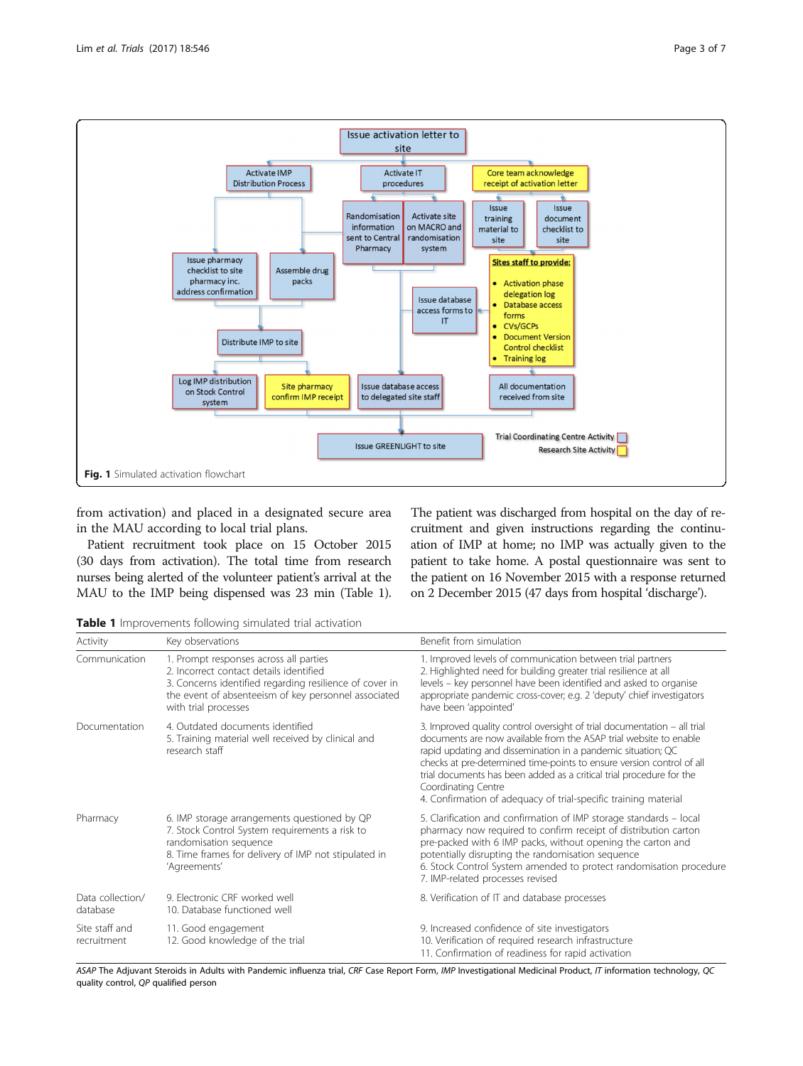**Fig. 1** Simulated activation flowchart

from activation) and placed in a designated secure area in the MAU according to local trial plans.

Patient recruitment took place on 15 October 2015 (30 days from activation). The total time from research nurses being alerted of the volunteer patient's arrival at the MAU to the IMP being dispensed was 23 min (Table 1). The patient was discharged from hospital on the day of recruitment and given instructions regarding the continuation of IMP at home; no IMP was actually given to the patient to take home. A postal questionnaire was sent to the patient on 16 November 2015 with a response returned on 2 December 2015 (47 days from hospital 'discharge').

**Table 1** Improvements following simulated trial activation

| Activity | Key observations | Benefit from simulation |
|---|---|---|
| Communication | 1. Prompt responses across all parties<br>2. Incorrect contact details identified<br>3. Concerns identified regarding resilience of cover in the event of absenteeism of key personnel associated with trial processes | 1. Improved levels of communication between trial partners<br>2. Highlighted need for building greater trial resilience at all levels – key personnel have been identified and asked to organise appropriate pandemic cross-cover; e.g. 2 'deputy' chief investigators have been 'appointed' |
| Documentation | 4. Outdated documents identified<br>5. Training material well received by clinical and research staff | 3. Improved quality control oversight of trial documentation – all trial documents are now available from the ASAP trial website to enable rapid updating and dissemination in a pandemic situation; QC checks at pre-determined time-points to ensure version control of all trial documents has been added as a critical trial procedure for the Coordinating Centre<br>4. Confirmation of adequacy of trial-specific training material |
| Pharmacy | 6. IMP storage arrangements questioned by QP<br>7. Stock Control System requirements a risk to randomisation sequence<br>8. Time frames for delivery of IMP not stipulated in 'Agreements' | 5. Clarification and confirmation of IMP storage standards – local pharmacy now required to confirm receipt of distribution carton pre-packed with 6 IMP packs, without opening the carton and potentially disrupting the randomisation sequence<br>6. Stock Control System amended to protect randomisation procedure<br>7. IMP-related processes revised |
| Data collection/ database | 9. Electronic CRF worked well<br>10. Database functioned well | 8. Verification of IT and database processes |
| Site staff and recruitment | 11. Good engagement<br>12. Good knowledge of the trial | 9. Increased confidence of site investigators<br>10. Verification of required research infrastructure<br>11. Confirmation of readiness for rapid activation |

*ASAP* The Adjuvant Steroids in Adults with Pandemic influenza trial, *CRF* Case Report Form, *IMP* Investigational Medicinal Product, *IT* information technology, *QC* quality control, *QP* qualified person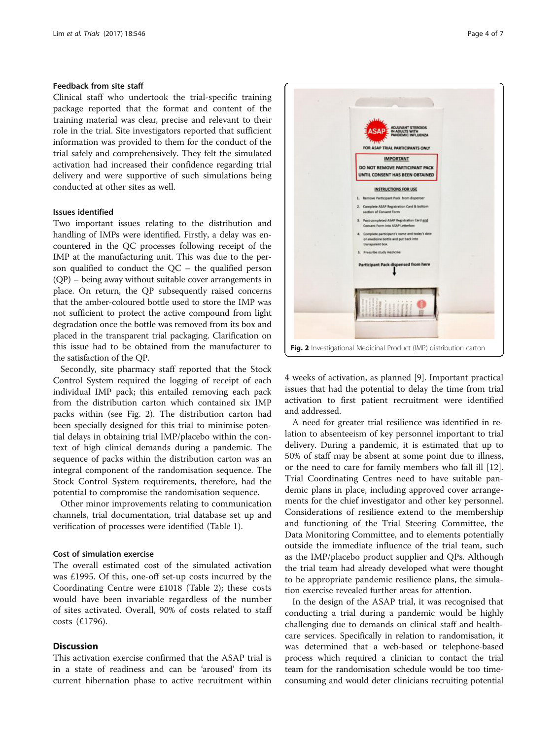### Feedback from site staff

Clinical staff who undertook the trial-specific training package reported that the format and content of the training material was clear, precise and relevant to their role in the trial. Site investigators reported that sufficient information was provided to them for the conduct of the trial safely and comprehensively. They felt the simulated activation had increased their confidence regarding trial delivery and were supportive of such simulations being conducted at other sites as well.

### Issues identified

Two important issues relating to the distribution and handling of IMPs were identified. Firstly, a delay was encountered in the QC processes following receipt of the IMP at the manufacturing unit. This was due to the person qualified to conduct the QC – the qualified person (QP) – being away without suitable cover arrangements in place. On return, the QP subsequently raised concerns that the amber-coloured bottle used to store the IMP was not sufficient to protect the active compound from light degradation once the bottle was removed from its box and placed in the transparent trial packaging. Clarification on this issue had to be obtained from the manufacturer to the satisfaction of the QP.

Secondly, site pharmacy staff reported that the Stock Control System required the logging of receipt of each individual IMP pack; this entailed removing each pack from the distribution carton which contained six IMP packs within (see Fig. 2). The distribution carton had been specially designed for this trial to minimise potential delays in obtaining trial IMP/placebo within the context of high clinical demands during a pandemic. The sequence of packs within the distribution carton was an integral component of the randomisation sequence. The Stock Control System requirements, therefore, had the potential to compromise the randomisation sequence.

Other minor improvements relating to communication channels, trial documentation, trial database set up and verification of processes were identified (Table 1).

### Cost of simulation exercise

The overall estimated cost of the simulated activation was £1995. Of this, one-off set-up costs incurred by the Coordinating Centre were £1018 (Table 2); these costs would have been invariable regardless of the number of sites activated. Overall, 90% of costs related to staff costs (£1796).

## Discussion

This activation exercise confirmed that the ASAP trial is in a state of readiness and can be 'aroused' from its current hibernation phase to active recruitment within 4 weeks of activation, as planned [9]. Important practical issues that had the potential to delay the time from trial activation to first patient recruitment were identified and addressed.

A need for greater trial resilience was identified in relation to absenteeism of key personnel important to trial delivery. During a pandemic, it is estimated that up to 50% of staff may be absent at some point due to illness, or the need to care for family members who fall ill [12]. Trial Coordinating Centres need to have suitable pandemic plans in place, including approved cover arrangements for the chief investigator and other key personnel. Considerations of resilience extend to the membership and functioning of the Trial Steering Committee, the Data Monitoring Committee, and to elements potentially outside the immediate influence of the trial team, such as the IMP/placebo product supplier and QPs. Although the trial team had already developed what were thought to be appropriate pandemic resilience plans, the simulation exercise revealed further areas for attention.

In the design of the ASAP trial, it was recognised that conducting a trial during a pandemic would be highly challenging due to demands on clinical staff and healthcare services. Specifically in relation to randomisation, it was determined that a web-based or telephone-based process which required a clinician to contact the trial team for the randomisation schedule would be too time-consuming and would deter clinicians recruiting potential

ASAP ADJUVANT STEROIDS IN ADULTS WITH PANDEMIC INFLUENZA

FOR ASAP TRIAL PARTICIPANTS ONLY

IMPORTANT

DO NOT REMOVE PARTICIPANT PACK UNTIL CONSENT HAS BEEN OBTAINED

INSTRUCTIONS FOR USE

1. Remove Participant Pack from dispenser
2. Complete ASAP Registration Card & bottom section of Consent Form
3. Post completed ASAP Registration Card and Consent Form into ASAP Letterbox
4. Complete participant's name and today's date on medicine bottle and put back into transparent box.
5. Prescribe study medicine

Participant Pack dispensed from here

**Fig. 2** Investigational Medicinal Product (IMP) distribution carton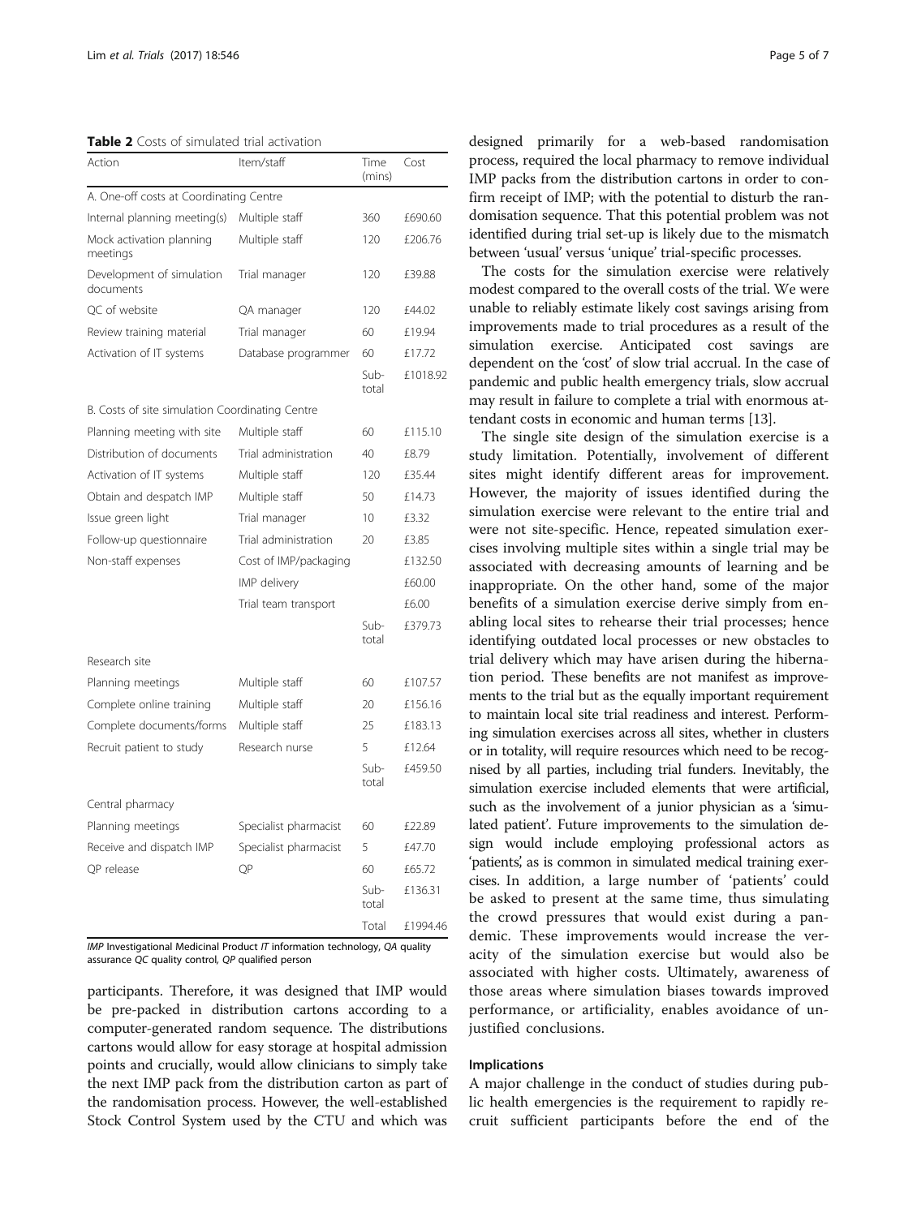**Table 2** Costs of simulated trial activation

| Action | Item/staff | Time (mins) | Cost |
|---|---|---|---|
| A. One-off costs at Coordinating Centre | | | |
| Internal planning meeting(s) | Multiple staff | 360 | £690.60 |
| Mock activation planning meetings | Multiple staff | 120 | £206.76 |
| Development of simulation documents | Trial manager | 120 | £39.88 |
| QC of website | QA manager | 120 | £44.02 |
| Review training material | Trial manager | 60 | £19.94 |
| Activation of IT systems | Database programmer | 60 | £17.72 |
| | | Sub-total | £1018.92 |
| B. Costs of site simulation Coordinating Centre | | | |
| Planning meeting with site | Multiple staff | 60 | £115.10 |
| Distribution of documents | Trial administration | 40 | £8.79 |
| Activation of IT systems | Multiple staff | 120 | £35.44 |
| Obtain and despatch IMP | Multiple staff | 50 | £14.73 |
| Issue green light | Trial manager | 10 | £3.32 |
| Follow-up questionnaire | Trial administration | 20 | £3.85 |
| Non-staff expenses | Cost of IMP/packaging | | £132.50 |
| | IMP delivery | | £60.00 |
| | Trial team transport | | £6.00 |
| | | Sub-total | £379.73 |
| Research site | | | |
| Planning meetings | Multiple staff | 60 | £107.57 |
| Complete online training | Multiple staff | 20 | £156.16 |
| Complete documents/forms | Multiple staff | 25 | £183.13 |
| Recruit patient to study | Research nurse | 5 | £12.64 |
| | | Sub-total | £459.50 |
| Central pharmacy | | | |
| Planning meetings | Specialist pharmacist | 60 | £22.89 |
| Receive and dispatch IMP | Specialist pharmacist | 5 | £47.70 |
| QP release | QP | 60 | £65.72 |
| | | Sub-total | £136.31 |
| | | Total | £1994.46 |

*IMP* Investigational Medicinal Product *IT* information technology, *QA* quality assurance *QC* quality control, *QP* qualified person

participants. Therefore, it was designed that IMP would be pre-packed in distribution cartons according to a computer-generated random sequence. The distributions cartons would allow for easy storage at hospital admission points and crucially, would allow clinicians to simply take the next IMP pack from the distribution carton as part of the randomisation process. However, the well-established Stock Control System used by the CTU and which was designed primarily for a web-based randomisation process, required the local pharmacy to remove individual IMP packs from the distribution cartons in order to confirm receipt of IMP; with the potential to disturb the randomisation sequence. That this potential problem was not identified during trial set-up is likely due to the mismatch between 'usual' versus 'unique' trial-specific processes.

The costs for the simulation exercise were relatively modest compared to the overall costs of the trial. We were unable to reliably estimate likely cost savings arising from improvements made to trial procedures as a result of the simulation exercise. Anticipated cost savings are dependent on the 'cost' of slow trial accrual. In the case of pandemic and public health emergency trials, slow accrual may result in failure to complete a trial with enormous attendant costs in economic and human terms [13].

The single site design of the simulation exercise is a study limitation. Potentially, involvement of different sites might identify different areas for improvement. However, the majority of issues identified during the simulation exercise were relevant to the entire trial and were not site-specific. Hence, repeated simulation exercises involving multiple sites within a single trial may be associated with decreasing amounts of learning and be inappropriate. On the other hand, some of the major benefits of a simulation exercise derive simply from enabling local sites to rehearse their trial processes; hence identifying outdated local processes or new obstacles to trial delivery which may have arisen during the hibernation period. These benefits are not manifest as improvements to the trial but as the equally important requirement to maintain local site trial readiness and interest. Performing simulation exercises across all sites, whether in clusters or in totality, will require resources which need to be recognised by all parties, including trial funders. Inevitably, the simulation exercise included elements that were artificial, such as the involvement of a junior physician as a 'simulated patient'. Future improvements to the simulation design would include employing professional actors as 'patients', as is common in simulated medical training exercises. In addition, a large number of 'patients' could be asked to present at the same time, thus simulating the crowd pressures that would exist during a pandemic. These improvements would increase the veracity of the simulation exercise but would also be associated with higher costs. Ultimately, awareness of those areas where simulation biases towards improved performance, or artificiality, enables avoidance of unjustified conclusions.

### Implications

A major challenge in the conduct of studies during public health emergencies is the requirement to rapidly recruit sufficient participants before the end of the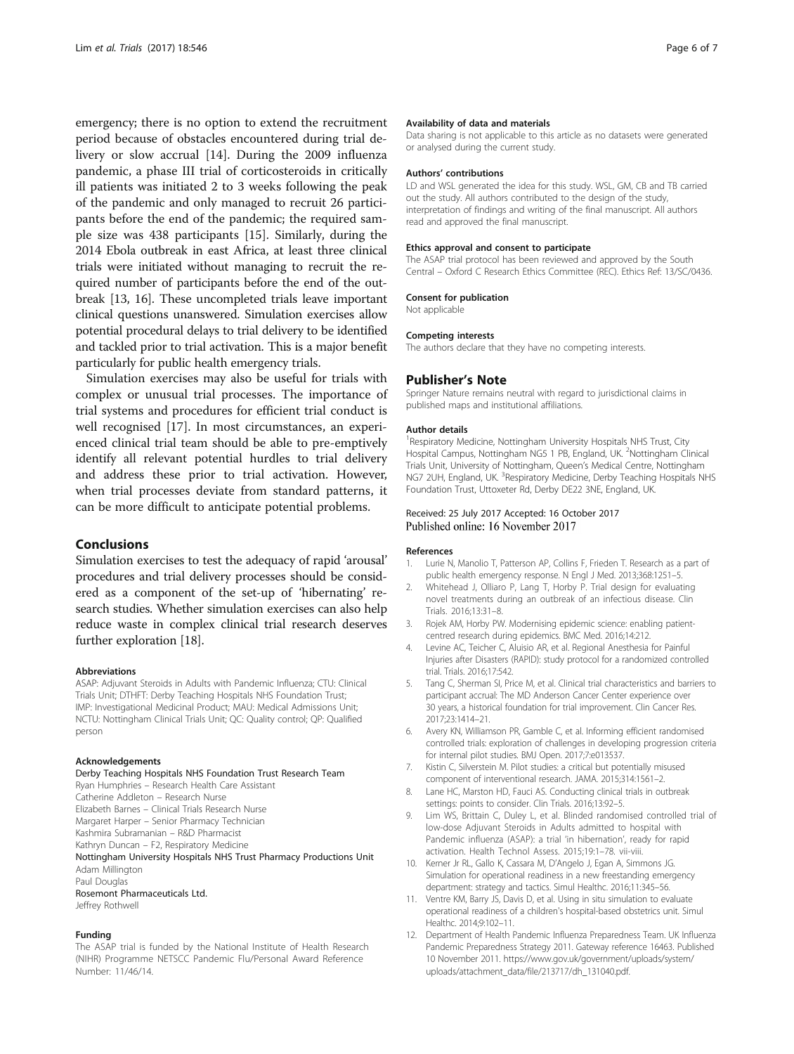emergency; there is no option to extend the recruitment period because of obstacles encountered during trial delivery or slow accrual [14]. During the 2009 influenza pandemic, a phase III trial of corticosteroids in critically ill patients was initiated 2 to 3 weeks following the peak of the pandemic and only managed to recruit 26 participants before the end of the pandemic; the required sample size was 438 participants [15]. Similarly, during the 2014 Ebola outbreak in east Africa, at least three clinical trials were initiated without managing to recruit the required number of participants before the end of the outbreak [13, 16]. These uncompleted trials leave important clinical questions unanswered. Simulation exercises allow potential procedural delays to trial delivery to be identified and tackled prior to trial activation. This is a major benefit particularly for public health emergency trials.

Simulation exercises may also be useful for trials with complex or unusual trial processes. The importance of trial systems and procedures for efficient trial conduct is well recognised [17]. In most circumstances, an experienced clinical trial team should be able to pre-emptively identify all relevant potential hurdles to trial delivery and address these prior to trial activation. However, when trial processes deviate from standard patterns, it can be more difficult to anticipate potential problems.

## Conclusions

Simulation exercises to test the adequacy of rapid 'arousal' procedures and trial delivery processes should be considered as a component of the set-up of 'hibernating' research studies. Whether simulation exercises can also help reduce waste in complex clinical trial research deserves further exploration [18].

#### Abbreviations

ASAP: Adjuvant Steroids in Adults with Pandemic Influenza; CTU: Clinical Trials Unit; DTHFT: Derby Teaching Hospitals NHS Foundation Trust; IMP: Investigational Medicinal Product; MAU: Medical Admissions Unit; NCTU: Nottingham Clinical Trials Unit; QC: Quality control; QP: Qualified person

#### Acknowledgements

**Derby Teaching Hospitals NHS Foundation Trust Research Team**

Ryan Humphries – Research Health Care Assistant
Catherine Addleton – Research Nurse
Elizabeth Barnes – Clinical Trials Research Nurse
Margaret Harper – Senior Pharmacy Technician
Kashmira Subramanian – R&D Pharmacist
Kathryn Duncan – F2, Respiratory Medicine

**Nottingham University Hospitals NHS Trust Pharmacy Productions Unit**

Adam Millington
Paul Douglas

**Rosemont Pharmaceuticals Ltd.**

Jeffrey Rothwell

#### Funding

The ASAP trial is funded by the National Institute of Health Research (NIHR) Programme NETSCC Pandemic Flu/Personal Award Reference Number: 11/46/14.

#### Availability of data and materials

Data sharing is not applicable to this article as no datasets were generated or analysed during the current study.

#### Authors' contributions

LD and WSL generated the idea for this study. WSL, GM, CB and TB carried out the study. All authors contributed to the design of the study, interpretation of findings and writing of the final manuscript. All authors read and approved the final manuscript.

#### Ethics approval and consent to participate

The ASAP trial protocol has been reviewed and approved by the South Central – Oxford C Research Ethics Committee (REC). Ethics Ref: 13/SC/0436.

#### Consent for publication

Not applicable

#### Competing interests

The authors declare that they have no competing interests.

## Publisher's Note

Springer Nature remains neutral with regard to jurisdictional claims in published maps and institutional affiliations.

#### Author details

[1]Respiratory Medicine, Nottingham University Hospitals NHS Trust, City Hospital Campus, Nottingham NG5 1 PB, England, UK. [2]Nottingham Clinical Trials Unit, University of Nottingham, Queen's Medical Centre, Nottingham NG7 2UH, England, UK. [3]Respiratory Medicine, Derby Teaching Hospitals NHS Foundation Trust, Uttoxeter Rd, Derby DE22 3NE, England, UK.

Received: 25 July 2017 Accepted: 16 October 2017
Published online: 16 November 2017

#### References

1. Lurie N, Manolio T, Patterson AP, Collins F, Frieden T. Research as a part of public health emergency response. N Engl J Med. 2013;368:1251–5.
2. Whitehead J, Olliaro P, Lang T, Horby P. Trial design for evaluating novel treatments during an outbreak of an infectious disease. Clin Trials. 2016;13:31–8.
3. Rojek AM, Horby PW. Modernising epidemic science: enabling patient-centred research during epidemics. BMC Med. 2016;14:212.
4. Levine AC, Teicher C, Aluisio AR, et al. Regional Anesthesia for Painful Injuries after Disasters (RAPID): study protocol for a randomized controlled trial. Trials. 2016;17:542.
5. Tang C, Sherman SI, Price M, et al. Clinical trial characteristics and barriers to participant accrual: The MD Anderson Cancer Center experience over 30 years, a historical foundation for trial improvement. Clin Cancer Res. 2017;23:1414–21.
6. Avery KN, Williamson PR, Gamble C, et al. Informing efficient randomised controlled trials: exploration of challenges in developing progression criteria for internal pilot studies. BMJ Open. 2017;7:e013537.
7. Kistin C, Silverstein M. Pilot studies: a critical but potentially misused component of interventional research. JAMA. 2015;314:1561–2.
8. Lane HC, Marston HD, Fauci AS. Conducting clinical trials in outbreak settings: points to consider. Clin Trials. 2016;13:92–5.
9. Lim WS, Brittain C, Duley L, et al. Blinded randomised controlled trial of low-dose Adjuvant Steroids in Adults admitted to hospital with Pandemic influenza (ASAP): a trial 'in hibernation', ready for rapid activation. Health Technol Assess. 2015;19:1–78. vii-viii.
10. Kerner Jr RL, Gallo K, Cassara M, D'Angelo J, Egan A, Simmons JG. Simulation for operational readiness in a new freestanding emergency department: strategy and tactics. Simul Healthc. 2016;11:345–56.
11. Ventre KM, Barry JS, Davis D, et al. Using in situ simulation to evaluate operational readiness of a children's hospital-based obstetrics unit. Simul Healthc. 2014;9:102–11.
12. Department of Health Pandemic Influenza Preparedness Team. UK Influenza Pandemic Preparedness Strategy 2011. Gateway reference 16463. Published 10 November 2011. https://www.gov.uk/government/uploads/system/uploads/attachment_data/file/213717/dh_131040.pdf.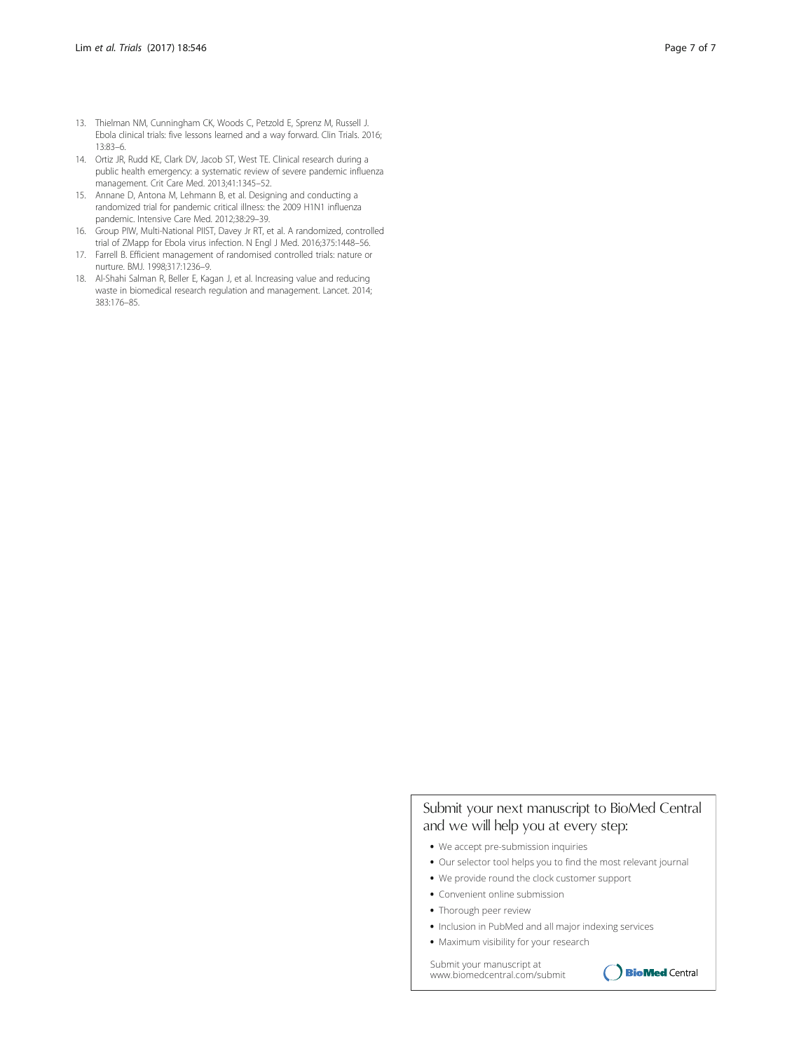13. Thielman NM, Cunningham CK, Woods C, Petzold E, Sprenz M, Russell J. Ebola clinical trials: five lessons learned and a way forward. Clin Trials. 2016; 13:83–6.
14. Ortiz JR, Rudd KE, Clark DV, Jacob ST, West TE. Clinical research during a public health emergency: a systematic review of severe pandemic influenza management. Crit Care Med. 2013;41:1345–52.
15. Annane D, Antona M, Lehmann B, et al. Designing and conducting a randomized trial for pandemic critical illness: the 2009 H1N1 influenza pandemic. Intensive Care Med. 2012;38:29–39.
16. Group PIW, Multi-National PIIST, Davey Jr RT, et al. A randomized, controlled trial of ZMapp for Ebola virus infection. N Engl J Med. 2016;375:1448–56.
17. Farrell B. Efficient management of randomised controlled trials: nature or nurture. BMJ. 1998;317:1236–9.
18. Al-Shahi Salman R, Beller E, Kagan J, et al. Increasing value and reducing waste in biomedical research regulation and management. Lancet. 2014; 383:176–85.

Submit your next manuscript to BioMed Central and we will help you at every step:

- We accept pre-submission inquiries
- Our selector tool helps you to find the most relevant journal
- We provide round the clock customer support
- Convenient online submission
- Thorough peer review
- Inclusion in PubMed and all major indexing services
- Maximum visibility for your research

Submit your manuscript at www.biomedcentral.com/submit

BioMed Central